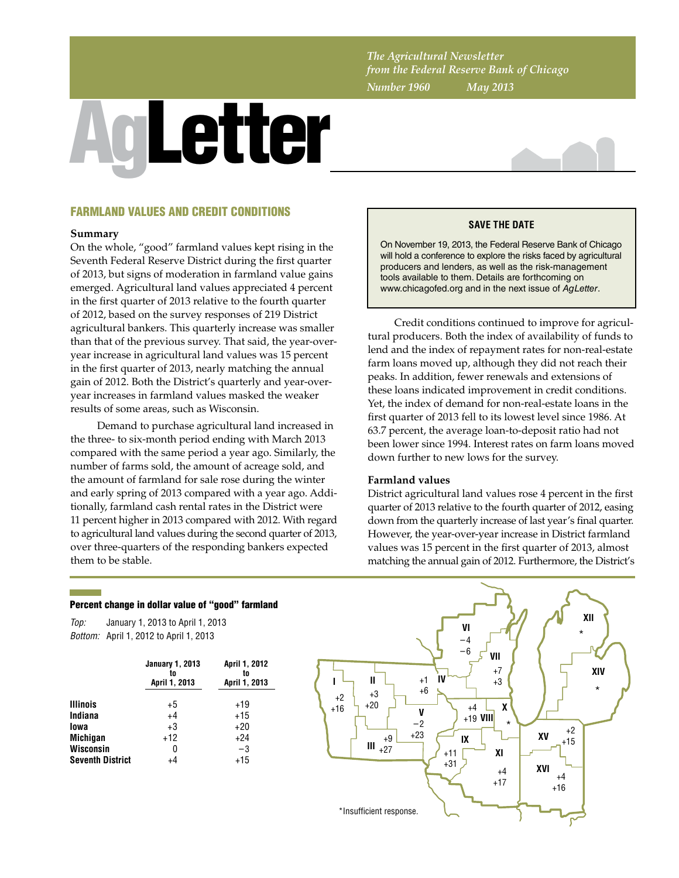*The Agricultural Newsletter from the Federal Reserve Bank of Chicago*

*Number 1960 May 2013*

# AgLetter

## FARMLAND VALUES AND CREDIT CONDITIONS

### Summary

On the whole, "good" farmland values kept rising in the Seventh Federal Reserve District during the first quarter of 2013, but signs of moderation in farmland value gains emerged. Agricultural land values appreciated 4 percent in the first quarter of 2013 relative to the fourth quarter of 2012, based on the survey responses of 219 District agricultural bankers. This quarterly increase was smaller than that of the previous survey. That said, the year-over-year increase in agricultural land values was 15 percent in the first quarter of 2013, nearly matching the annual gain of 2012. Both the District's quarterly and year-over-year increases in farmland values masked the weaker results of some areas, such as Wisconsin.

Demand to purchase agricultural land increased in the three- to six-month period ending with March 2013 compared with the same period a year ago. Similarly, the number of farms sold, the amount of acreage sold, and the amount of farmland for sale rose during the winter and early spring of 2013 compared with a year ago. Additionally, farmland cash rental rates in the District were 11 percent higher in 2013 compared with 2012. With regard to agricultural land values during the second quarter of 2013, over three-quarters of the responding bankers expected them to be stable.

**SAVE THE DATE**

On November 19, 2013, the Federal Reserve Bank of Chicago will hold a conference to explore the risks faced by agricultural producers and lenders, as well as the risk-management tools available to them. Details are forthcoming on www.chicagofed.org and in the next issue of *AgLetter*.

Credit conditions continued to improve for agricultural producers. Both the index of availability of funds to lend and the index of repayment rates for non-real-estate farm loans moved up, although they did not reach their peaks. In addition, fewer renewals and extensions of these loans indicated improvement in credit conditions. Yet, the index of demand for non-real-estate loans in the first quarter of 2013 fell to its lowest level since 1986. At 63.7 percent, the average loan-to-deposit ratio had not been lower since 1994. Interest rates on farm loans moved down further to new lows for the survey.

### Farmland values

District agricultural land values rose 4 percent in the first quarter of 2013 relative to the fourth quarter of 2012, easing down from the quarterly increase of last year's final quarter. However, the year-over-year increase in District farmland values was 15 percent in the first quarter of 2013, almost matching the annual gain of 2012. Furthermore, the District's

**Percent change in dollar value of "good" farmland**

*Top:* January 1, 2013 to April 1, 2013
*Bottom:* April 1, 2012 to April 1, 2013

| | January 1, 2013 to April 1, 2013 | April 1, 2012 to April 1, 2013 |
|---|---|---|
| **Illinois** | +5 | +19 |
| **Indiana** | +4 | +15 |
| **Iowa** | +3 | +20 |
| **Michigan** | +12 | +24 |
| **Wisconsin** | 0 | −3 |
| **Seventh District** | +4 | +15 |

| Area | Top | Bottom |
|---|---|---|
| I | +2 | +16 |
| II | +3 | +20 |
| III | +9 | +27 |
| IV | +1 | +6 |
| V | −2 | +23 |
| VI | −4 | −6 |
| VII | +7 | +3 |
| VIII | +4 | +19 |
| IX | +11 | +31 |
| X | * | |
| XI | +4 | +17 |
| XII | * | |
| XIV | * | |
| XV | +2 | +15 |
| XVI | +4 | +16 |

*Insufficient response.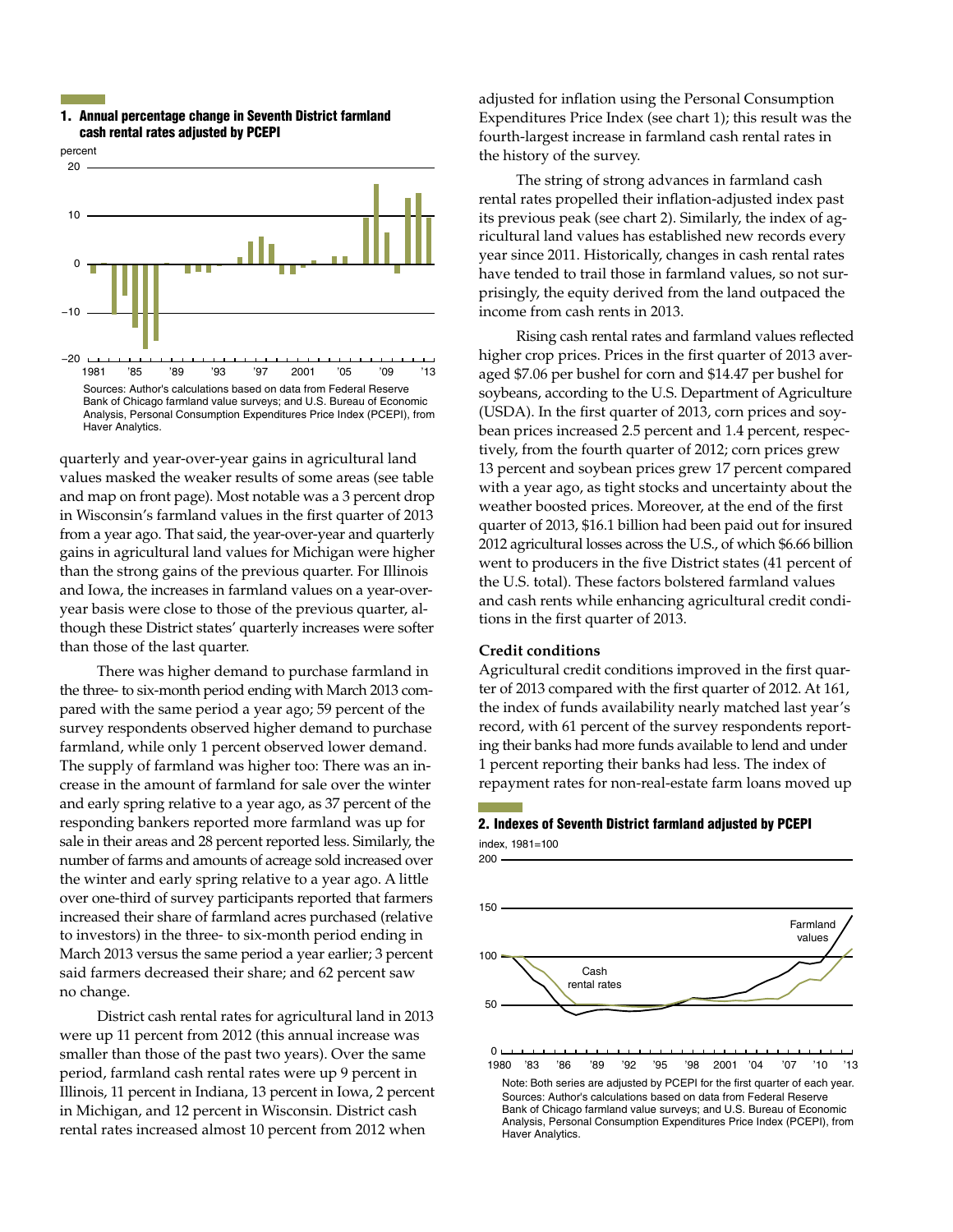**1. Annual percentage change in Seventh District farmland cash rental rates adjusted by PCEPI**

Sources: Author's calculations based on data from Federal Reserve Bank of Chicago farmland value surveys; and U.S. Bureau of Economic Analysis, Personal Consumption Expenditures Price Index (PCEPI), from Haver Analytics.

quarterly and year-over-year gains in agricultural land values masked the weaker results of some areas (see table and map on front page). Most notable was a 3 percent drop in Wisconsin's farmland values in the first quarter of 2013 from a year ago. That said, the year-over-year and quarterly gains in agricultural land values for Michigan were higher than the strong gains of the previous quarter. For Illinois and Iowa, the increases in farmland values on a year-over-year basis were close to those of the previous quarter, although these District states' quarterly increases were softer than those of the last quarter.

There was higher demand to purchase farmland in the three- to six-month period ending with March 2013 compared with the same period a year ago; 59 percent of the survey respondents observed higher demand to purchase farmland, while only 1 percent observed lower demand. The supply of farmland was higher too: There was an increase in the amount of farmland for sale over the winter and early spring relative to a year ago, as 37 percent of the responding bankers reported more farmland was up for sale in their areas and 28 percent reported less. Similarly, the number of farms and amounts of acreage sold increased over the winter and early spring relative to a year ago. A little over one-third of survey participants reported that farmers increased their share of farmland acres purchased (relative to investors) in the three- to six-month period ending in March 2013 versus the same period a year earlier; 3 percent said farmers decreased their share; and 62 percent saw no change.

District cash rental rates for agricultural land in 2013 were up 11 percent from 2012 (this annual increase was smaller than those of the past two years). Over the same period, farmland cash rental rates were up 9 percent in Illinois, 11 percent in Indiana, 13 percent in Iowa, 2 percent in Michigan, and 12 percent in Wisconsin. District cash rental rates increased almost 10 percent from 2012 when adjusted for inflation using the Personal Consumption Expenditures Price Index (see chart 1); this result was the fourth-largest increase in farmland cash rental rates in the history of the survey.

The string of strong advances in farmland cash rental rates propelled their inflation-adjusted index past its previous peak (see chart 2). Similarly, the index of agricultural land values has established new records every year since 2011. Historically, changes in cash rental rates have tended to trail those in farmland values, so not surprisingly, the equity derived from the land outpaced the income from cash rents in 2013.

Rising cash rental rates and farmland values reflected higher crop prices. Prices in the first quarter of 2013 averaged $7.06 per bushel for corn and $14.47 per bushel for soybeans, according to the U.S. Department of Agriculture (USDA). In the first quarter of 2013, corn prices and soybean prices increased 2.5 percent and 1.4 percent, respectively, from the fourth quarter of 2012; corn prices grew 13 percent and soybean prices grew 17 percent compared with a year ago, as tight stocks and uncertainty about the weather boosted prices. Moreover, at the end of the first quarter of 2013, $16.1 billion had been paid out for insured 2012 agricultural losses across the U.S., of which $6.66 billion went to producers in the five District states (41 percent of the U.S. total). These factors bolstered farmland values and cash rents while enhancing agricultural credit conditions in the first quarter of 2013.

### Credit conditions

Agricultural credit conditions improved in the first quarter of 2013 compared with the first quarter of 2012. At 161, the index of funds availability nearly matched last year's record, with 61 percent of the survey respondents reporting their banks had more funds available to lend and under 1 percent reporting their banks had less. The index of repayment rates for non-real-estate farm loans moved up

**2. Indexes of Seventh District farmland adjusted by PCEPI**

Note: Both series are adjusted by PCEPI for the first quarter of each year.
Sources: Author's calculations based on data from Federal Reserve Bank of Chicago farmland value surveys; and U.S. Bureau of Economic Analysis, Personal Consumption Expenditures Price Index (PCEPI), from Haver Analytics.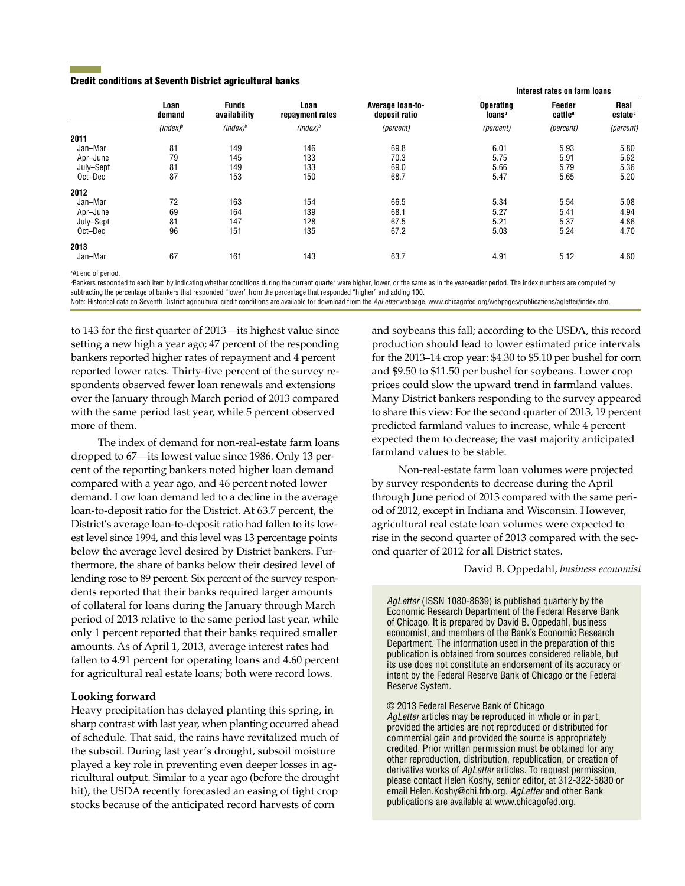### Credit conditions at Seventh District agricultural banks

| | Loan demand | Funds availability | Loan repayment rates | Average loan-to-deposit ratio | Interest rates on farm loans | | |
|---|---|---|---|---|---|---|---|
| | | | | | Operating loans[a] | Feeder cattle[a] | Real estate[a] |
| | *(index)*[b] | *(index)*[b] | *(index)*[b] | *(percent)* | *(percent)* | *(percent)* | *(percent)* |
| **2011** | | | | | | | |
| Jan–Mar | 81 | 149 | 146 | 69.8 | 6.01 | 5.93 | 5.80 |
| Apr–June | 79 | 145 | 133 | 70.3 | 5.75 | 5.91 | 5.62 |
| July–Sept | 81 | 149 | 133 | 69.0 | 5.66 | 5.79 | 5.36 |
| Oct–Dec | 87 | 153 | 150 | 68.7 | 5.47 | 5.65 | 5.20 |
| **2012** | | | | | | | |
| Jan–Mar | 72 | 163 | 154 | 66.5 | 5.34 | 5.54 | 5.08 |
| Apr–June | 69 | 164 | 139 | 68.1 | 5.27 | 5.41 | 4.94 |
| July–Sept | 81 | 147 | 128 | 67.5 | 5.21 | 5.37 | 4.86 |
| Oct–Dec | 96 | 151 | 135 | 67.2 | 5.03 | 5.24 | 4.70 |
| **2013** | | | | | | | |
| Jan–Mar | 67 | 161 | 143 | 63.7 | 4.91 | 5.12 | 4.60 |

[a]At end of period.

[b]Bankers responded to each item by indicating whether conditions during the current quarter were higher, lower, or the same as in the year-earlier period. The index numbers are computed by subtracting the percentage of bankers that responded "lower" from the percentage that responded "higher" and adding 100.

Note: Historical data on Seventh District agricultural credit conditions are available for download from the *AgLetter* webpage, www.chicagofed.org/webpages/publications/agletter/index.cfm.

to 143 for the first quarter of 2013—its highest value since setting a new high a year ago; 47 percent of the responding bankers reported higher rates of repayment and 4 percent reported lower rates. Thirty-five percent of the survey respondents observed fewer loan renewals and extensions over the January through March period of 2013 compared with the same period last year, while 5 percent observed more of them.

The index of demand for non-real-estate farm loans dropped to 67—its lowest value since 1986. Only 13 percent of the reporting bankers noted higher loan demand compared with a year ago, and 46 percent noted lower demand. Low loan demand led to a decline in the average loan-to-deposit ratio for the District. At 63.7 percent, the District's average loan-to-deposit ratio had fallen to its lowest level since 1994, and this level was 13 percentage points below the average level desired by District bankers. Furthermore, the share of banks below their desired level of lending rose to 89 percent. Six percent of the survey respondents reported that their banks required larger amounts of collateral for loans during the January through March period of 2013 relative to the same period last year, while only 1 percent reported that their banks required smaller amounts. As of April 1, 2013, average interest rates had fallen to 4.91 percent for operating loans and 4.60 percent for agricultural real estate loans; both were record lows.

**Looking forward**

Heavy precipitation has delayed planting this spring, in sharp contrast with last year, when planting occurred ahead of schedule. That said, the rains have revitalized much of the subsoil. During last year's drought, subsoil moisture played a key role in preventing even deeper losses in agricultural output. Similar to a year ago (before the drought hit), the USDA recently forecasted an easing of tight crop stocks because of the anticipated record harvests of corn and soybeans this fall; according to the USDA, this record production should lead to lower estimated price intervals for the 2013–14 crop year: $4.30 to $5.10 per bushel for corn and $9.50 to $11.50 per bushel for soybeans. Lower crop prices could slow the upward trend in farmland values. Many District bankers responding to the survey appeared to share this view: For the second quarter of 2013, 19 percent predicted farmland values to increase, while 4 percent expected them to decrease; the vast majority anticipated farmland values to be stable.

Non-real-estate farm loan volumes were projected by survey respondents to decrease during the April through June period of 2013 compared with the same period of 2012, except in Indiana and Wisconsin. However, agricultural real estate loan volumes were expected to rise in the second quarter of 2013 compared with the second quarter of 2012 for all District states.

David B. Oppedahl, *business economist*

*AgLetter* (ISSN 1080-8639) is published quarterly by the Economic Research Department of the Federal Reserve Bank of Chicago. It is prepared by David B. Oppedahl, business economist, and members of the Bank's Economic Research Department. The information used in the preparation of this publication is obtained from sources considered reliable, but its use does not constitute an endorsement of its accuracy or intent by the Federal Reserve Bank of Chicago or the Federal Reserve System.

© 2013 Federal Reserve Bank of Chicago
*AgLetter* articles may be reproduced in whole or in part, provided the articles are not reproduced or distributed for commercial gain and provided the source is appropriately credited. Prior written permission must be obtained for any other reproduction, distribution, republication, or creation of derivative works of *AgLetter* articles. To request permission, please contact Helen Koshy, senior editor, at 312-322-5830 or email Helen.Koshy@chi.frb.org. *AgLetter* and other Bank publications are available at www.chicagofed.org.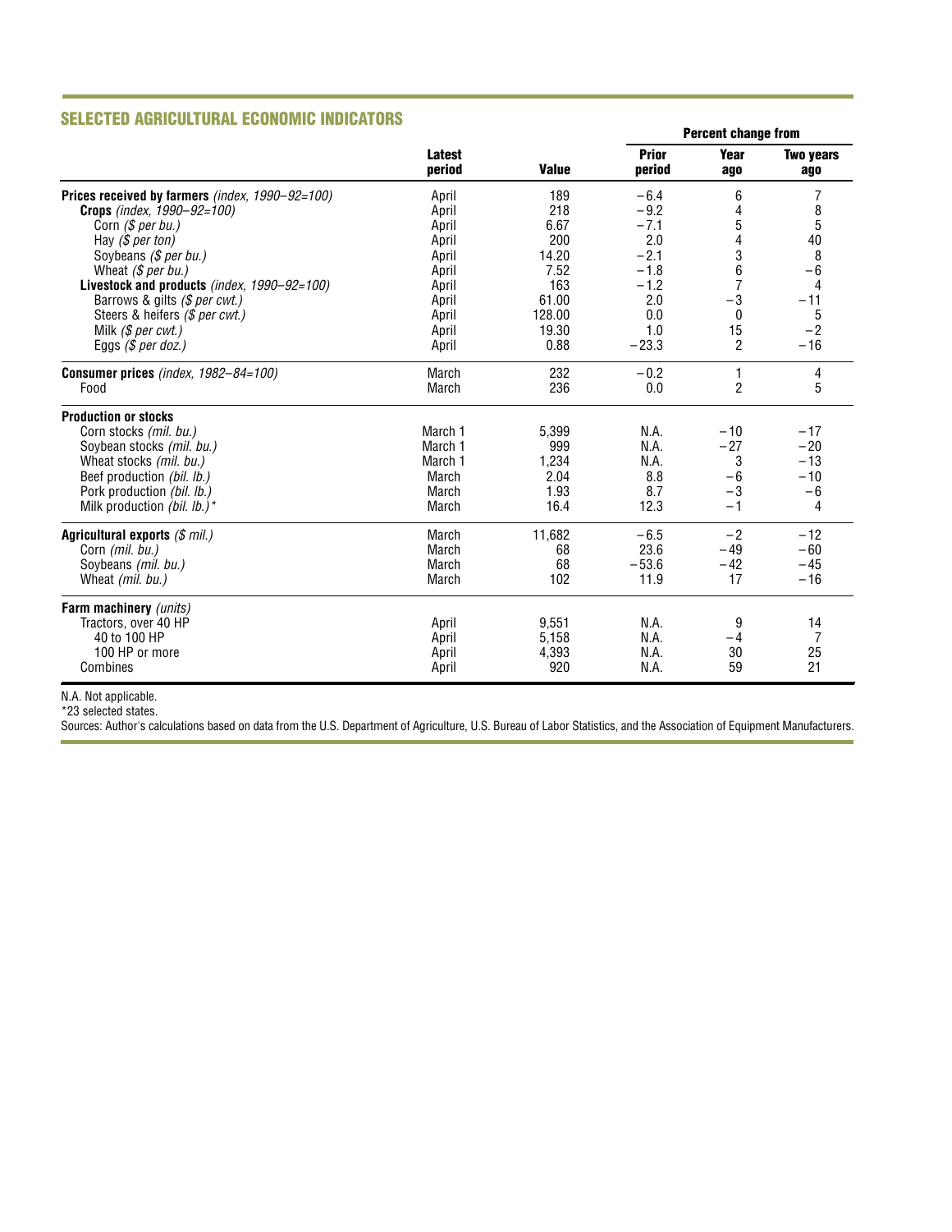## SELECTED AGRICULTURAL ECONOMIC INDICATORS

| | Latest period | Value | Percent change from Prior period | Percent change from Year ago | Percent change from Two years ago |
|---|---|---|---|---|---|
| **Prices received by farmers** *(index, 1990–92=100)* | April | 189 | −6.4 | 6 | 7 |
| **Crops** *(index, 1990–92=100)* | April | 218 | −9.2 | 4 | 8 |
| Corn *($ per bu.)* | April | 6.67 | −7.1 | 5 | 5 |
| Hay *($ per ton)* | April | 200 | 2.0 | 4 | 40 |
| Soybeans *($ per bu.)* | April | 14.20 | −2.1 | 3 | 8 |
| Wheat *($ per bu.)* | April | 7.52 | −1.8 | 6 | −6 |
| **Livestock and products** *(index, 1990–92=100)* | April | 163 | −1.2 | 7 | 4 |
| Barrows & gilts *($ per cwt.)* | April | 61.00 | 2.0 | −3 | −11 |
| Steers & heifers *($ per cwt.)* | April | 128.00 | 0.0 | 0 | 5 |
| Milk *($ per cwt.)* | April | 19.30 | 1.0 | 15 | −2 |
| Eggs *($ per doz.)* | April | 0.88 | −23.3 | 2 | −16 |
| **Consumer prices** *(index, 1982–84=100)* | March | 232 | −0.2 | 1 | 4 |
| Food | March | 236 | 0.0 | 2 | 5 |
| **Production or stocks** | | | | | |
| Corn stocks *(mil. bu.)* | March 1 | 5,399 | N.A. | −10 | −17 |
| Soybean stocks *(mil. bu.)* | March 1 | 999 | N.A. | −27 | −20 |
| Wheat stocks *(mil. bu.)* | March 1 | 1,234 | N.A. | 3 | −13 |
| Beef production *(bil. lb.)* | March | 2.04 | 8.8 | −6 | −10 |
| Pork production *(bil. lb.)* | March | 1.93 | 8.7 | −3 | −6 |
| Milk production *(bil. lb.)** | March | 16.4 | 12.3 | −1 | 4 |
| **Agricultural exports** *($ mil.)* | March | 11,682 | −6.5 | −2 | −12 |
| Corn *(mil. bu.)* | March | 68 | 23.6 | −49 | −60 |
| Soybeans *(mil. bu.)* | March | 68 | −53.6 | −42 | −45 |
| Wheat *(mil. bu.)* | March | 102 | 11.9 | 17 | −16 |
| **Farm machinery** *(units)* | | | | | |
| Tractors, over 40 HP | April | 9,551 | N.A. | 9 | 14 |
| 40 to 100 HP | April | 5,158 | N.A. | −4 | 7 |
| 100 HP or more | April | 4,393 | N.A. | 30 | 25 |
| Combines | April | 920 | N.A. | 59 | 21 |

N.A. Not applicable.

*23 selected states.

Sources: Author's calculations based on data from the U.S. Department of Agriculture, U.S. Bureau of Labor Statistics, and the Association of Equipment Manufacturers.